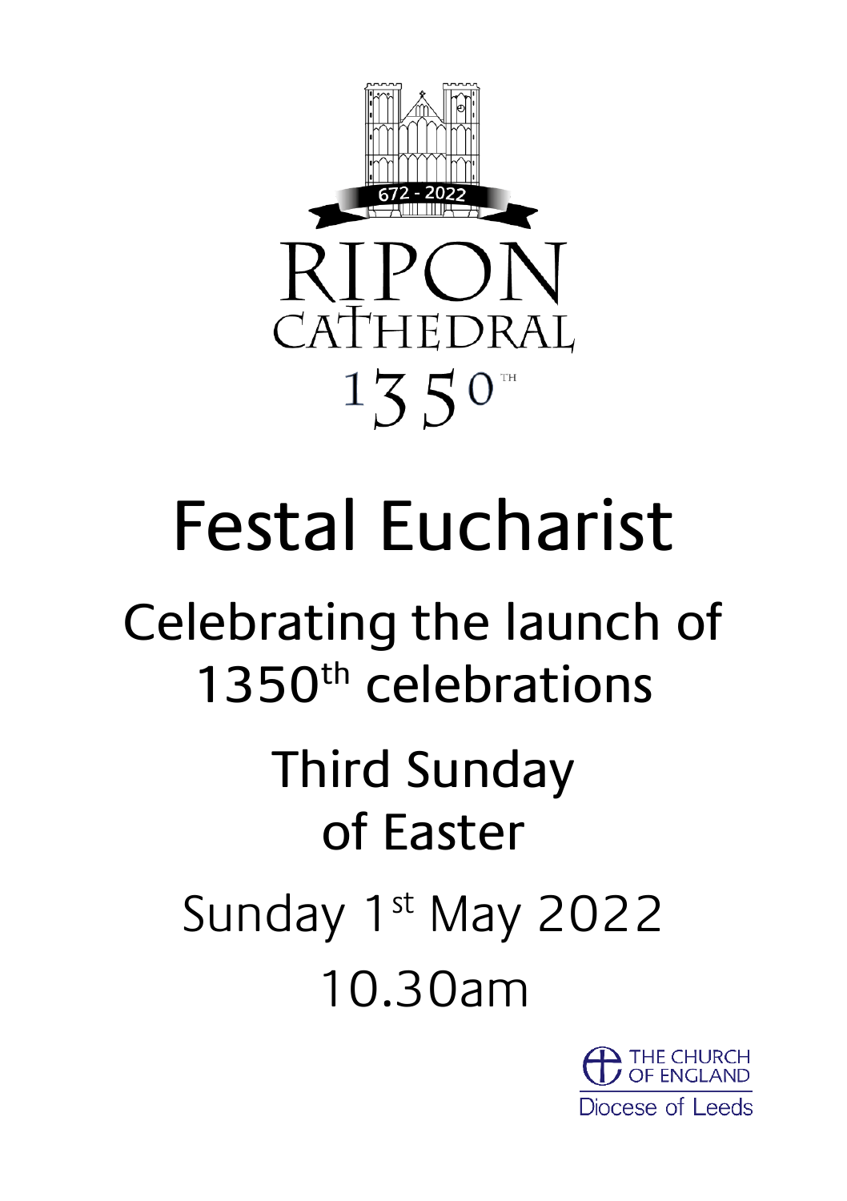672 - 2022

RIPON CATHEDRAL

1350TH

# Festal Eucharist

## Celebrating the launch of 1350th celebrations

## Third Sunday of Easter

Sunday 1st May 2022

10.30am

THE CHURCH OF ENGLAND

Diocese of Leeds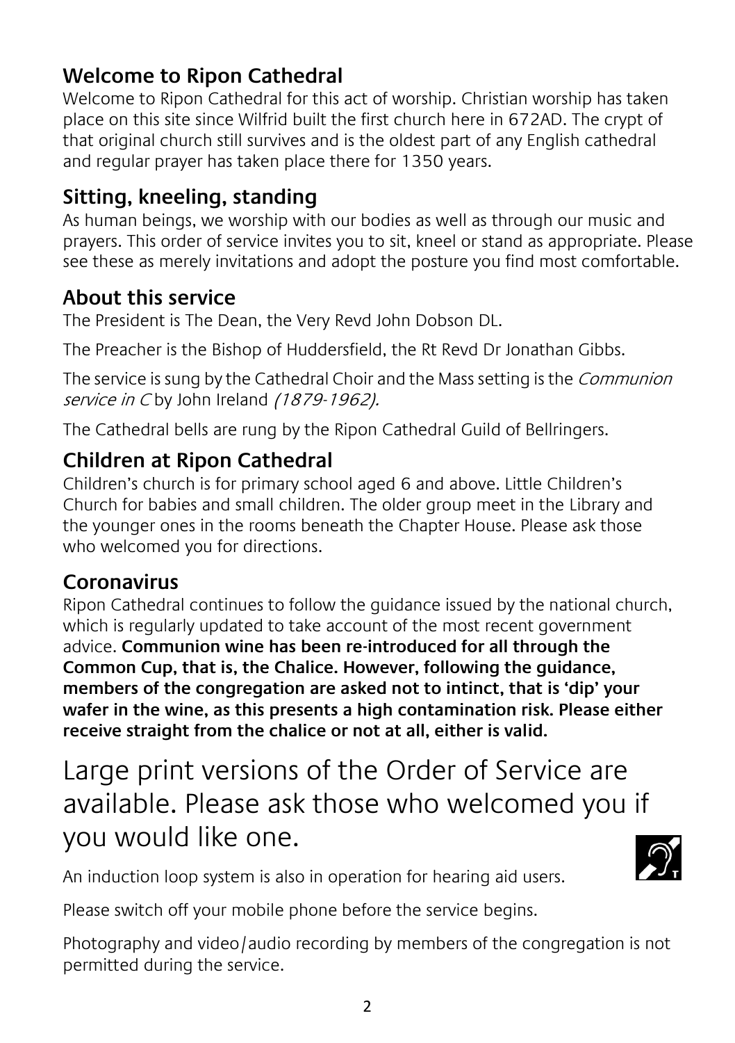## Welcome to Ripon Cathedral

Welcome to Ripon Cathedral for this act of worship. Christian worship has taken place on this site since Wilfrid built the first church here in 672AD. The crypt of that original church still survives and is the oldest part of any English cathedral and regular prayer has taken place there for 1350 years.

## Sitting, kneeling, standing

As human beings, we worship with our bodies as well as through our music and prayers. This order of service invites you to sit, kneel or stand as appropriate. Please see these as merely invitations and adopt the posture you find most comfortable.

## About this service

The President is The Dean, the Very Revd John Dobson DL.

The Preacher is the Bishop of Huddersfield, the Rt Revd Dr Jonathan Gibbs.

The service is sung by the Cathedral Choir and the Mass setting is the *Communion service in C* by John Ireland *(1879-1962).*

The Cathedral bells are rung by the Ripon Cathedral Guild of Bellringers.

## Children at Ripon Cathedral

Children's church is for primary school aged 6 and above. Little Children's Church for babies and small children. The older group meet in the Library and the younger ones in the rooms beneath the Chapter House. Please ask those who welcomed you for directions.

## Coronavirus

Ripon Cathedral continues to follow the guidance issued by the national church, which is regularly updated to take account of the most recent government advice. **Communion wine has been re-introduced for all through the Common Cup, that is, the Chalice. However, following the guidance, members of the congregation are asked not to intinct, that is 'dip' your wafer in the wine, as this presents a high contamination risk. Please either receive straight from the chalice or not at all, either is valid.**

Large print versions of the Order of Service are available. Please ask those who welcomed you if you would like one.

An induction loop system is also in operation for hearing aid users.

Please switch off your mobile phone before the service begins.

Photography and video/audio recording by members of the congregation is not permitted during the service.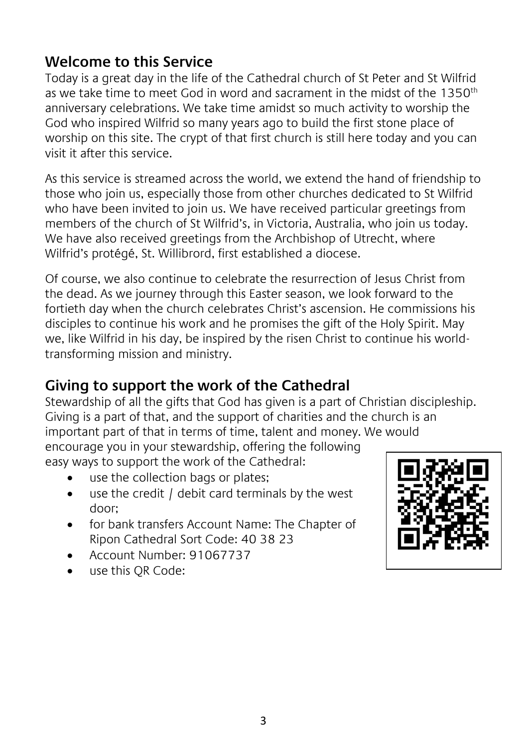## Welcome to this Service

Today is a great day in the life of the Cathedral church of St Peter and St Wilfrid as we take time to meet God in word and sacrament in the midst of the 1350th anniversary celebrations. We take time amidst so much activity to worship the God who inspired Wilfrid so many years ago to build the first stone place of worship on this site. The crypt of that first church is still here today and you can visit it after this service.

As this service is streamed across the world, we extend the hand of friendship to those who join us, especially those from other churches dedicated to St Wilfrid who have been invited to join us. We have received particular greetings from members of the church of St Wilfrid's, in Victoria, Australia, who join us today. We have also received greetings from the Archbishop of Utrecht, where Wilfrid's protégé, St. Willibrord, first established a diocese.

Of course, we also continue to celebrate the resurrection of Jesus Christ from the dead. As we journey through this Easter season, we look forward to the fortieth day when the church celebrates Christ's ascension. He commissions his disciples to continue his work and he promises the gift of the Holy Spirit. May we, like Wilfrid in his day, be inspired by the risen Christ to continue his world-transforming mission and ministry.

## Giving to support the work of the Cathedral

Stewardship of all the gifts that God has given is a part of Christian discipleship. Giving is a part of that, and the support of charities and the church is an important part of that in terms of time, talent and money. We would encourage you in your stewardship, offering the following easy ways to support the work of the Cathedral:

- use the collection bags or plates;
- use the credit / debit card terminals by the west door;
- for bank transfers Account Name: The Chapter of Ripon Cathedral Sort Code: 40 38 23
- Account Number: 91067737
- use this QR Code: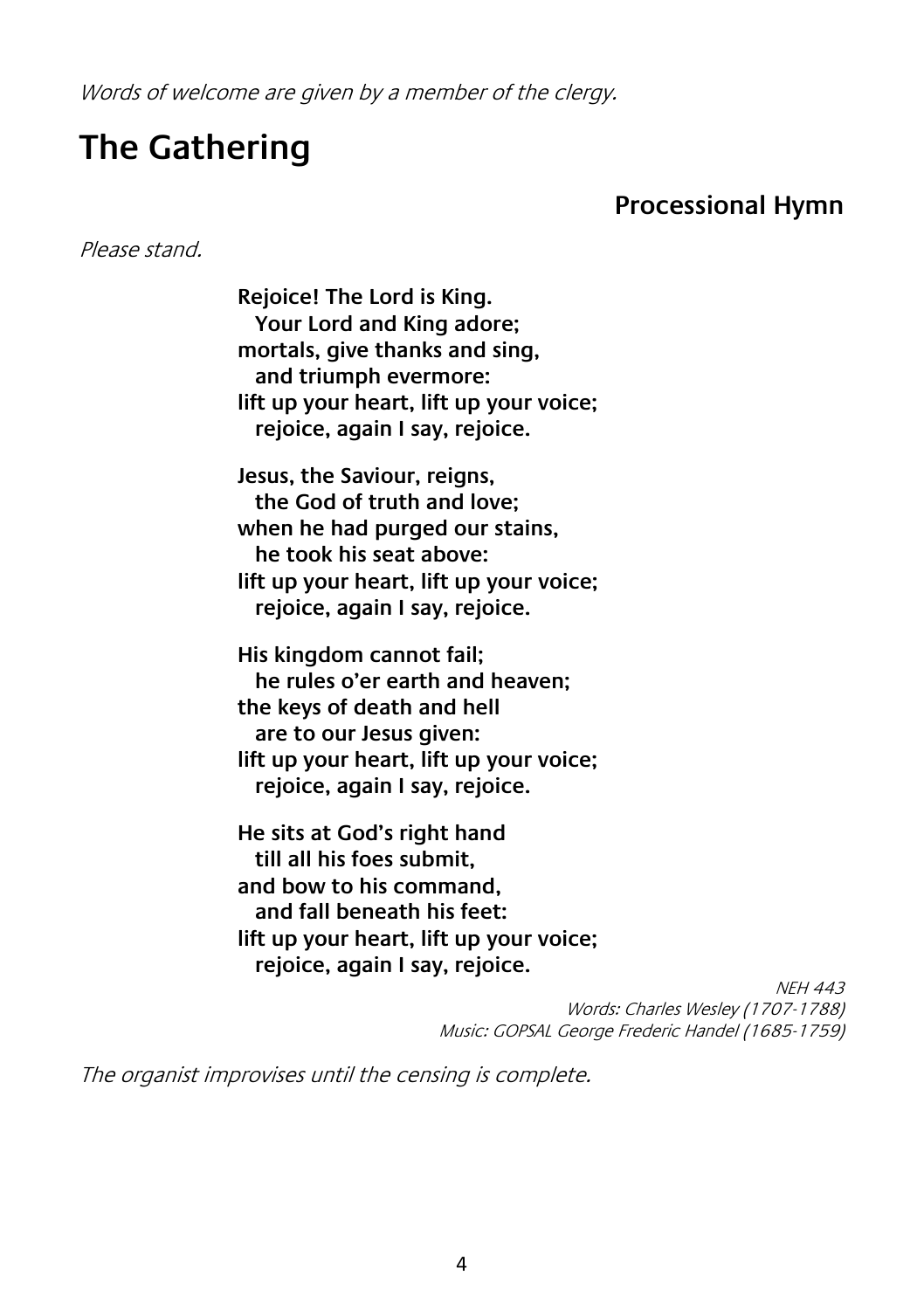*Words of welcome are given by a member of the clergy.*

# The Gathering

## Processional Hymn

*Please stand.*

**Rejoice! The Lord is King.**
**Your Lord and King adore;**
**mortals, give thanks and sing,**
**and triumph evermore:**
**lift up your heart, lift up your voice;**
**rejoice, again I say, rejoice.**

**Jesus, the Saviour, reigns,**
**the God of truth and love;**
**when he had purged our stains,**
**he took his seat above:**
**lift up your heart, lift up your voice;**
**rejoice, again I say, rejoice.**

**His kingdom cannot fail;**
**he rules o'er earth and heaven;**
**the keys of death and hell**
**are to our Jesus given:**
**lift up your heart, lift up your voice;**
**rejoice, again I say, rejoice.**

**He sits at God's right hand**
**till all his foes submit,**
**and bow to his command,**
**and fall beneath his feet:**
**lift up your heart, lift up your voice;**
**rejoice, again I say, rejoice.**

*NEH 443*
*Words: Charles Wesley (1707-1788)*
*Music: GOPSAL George Frederic Handel (1685-1759)*

*The organist improvises until the censing is complete.*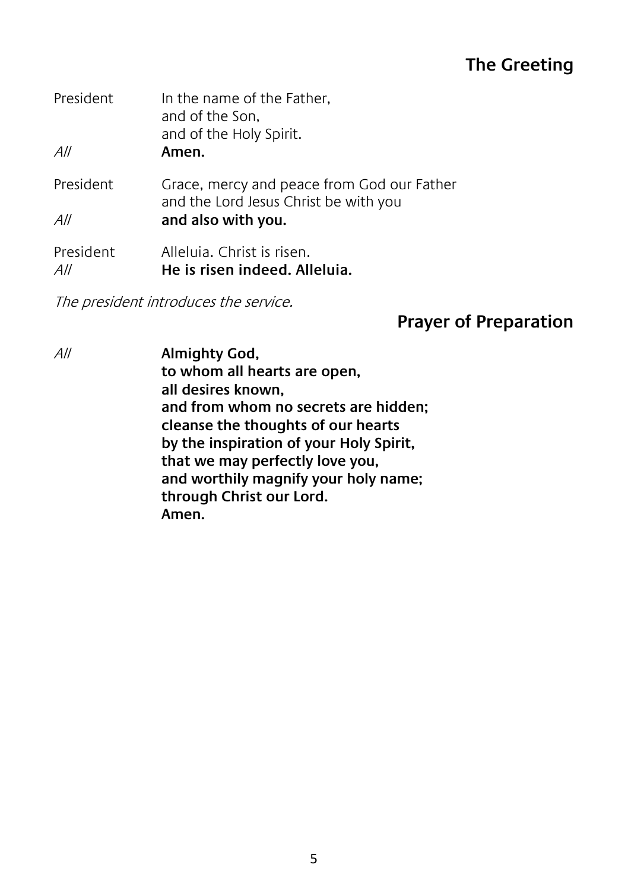## The Greeting

President In the name of the Father,
and of the Son,
and of the Holy Spirit.

*All* **Amen.**

President Grace, mercy and peace from God our Father
and the Lord Jesus Christ be with you

*All* **and also with you.**

President Alleluia. Christ is risen.

*All* **He is risen indeed. Alleluia.**

*The president introduces the service.*

## Prayer of Preparation

*All* **Almighty God,
to whom all hearts are open,
all desires known,
and from whom no secrets are hidden;
cleanse the thoughts of our hearts
by the inspiration of your Holy Spirit,
that we may perfectly love you,
and worthily magnify your holy name;
through Christ our Lord.
Amen.**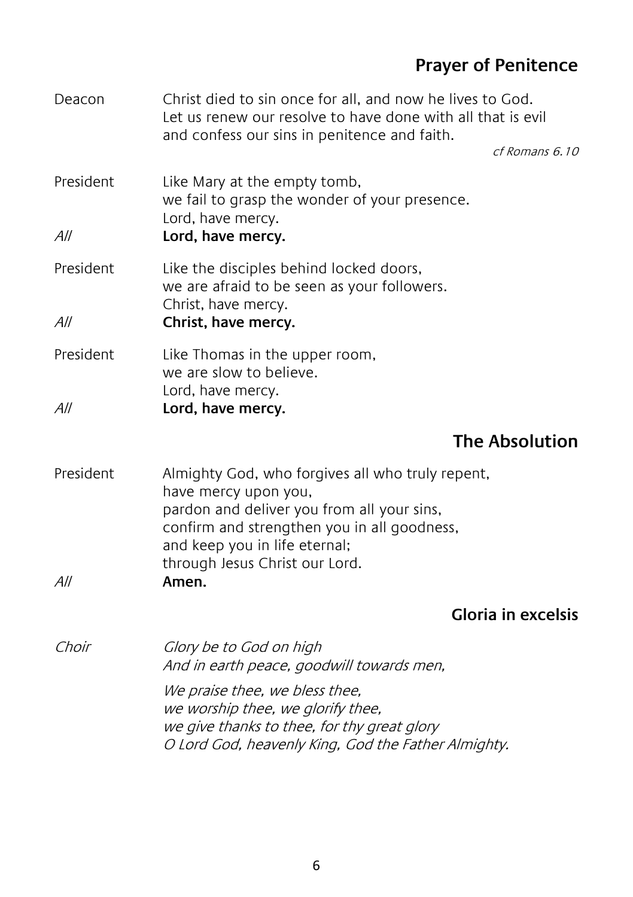## Prayer of Penitence

Deacon Christ died to sin once for all, and now he lives to God.
Let us renew our resolve to have done with all that is evil
and confess our sins in penitence and faith.

*cf Romans 6.10*

President Like Mary at the empty tomb,
we fail to grasp the wonder of your presence.
Lord, have mercy.

*All* **Lord, have mercy.**

President Like the disciples behind locked doors,
we are afraid to be seen as your followers.
Christ, have mercy.

*All* **Christ, have mercy.**

President Like Thomas in the upper room,
we are slow to believe.
Lord, have mercy.

*All* **Lord, have mercy.**

## The Absolution

President Almighty God, who forgives all who truly repent,
have mercy upon you,
pardon and deliver you from all your sins,
confirm and strengthen you in all goodness,
and keep you in life eternal;
through Jesus Christ our Lord.

*All* **Amen.**

## Gloria in excelsis

*Choir* *Glory be to God on high*
*And in earth peace, goodwill towards men,*

*We praise thee, we bless thee,*
*we worship thee, we glorify thee,*
*we give thanks to thee, for thy great glory*
*O Lord God, heavenly King, God the Father Almighty.*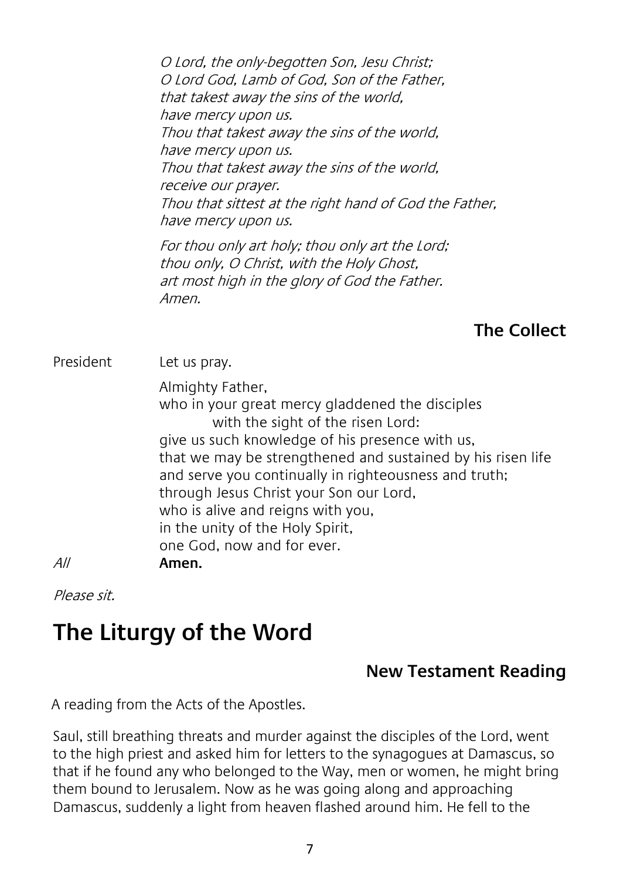*O Lord, the only-begotten Son, Jesu Christ;*
*O Lord God, Lamb of God, Son of the Father,*
*that takest away the sins of the world,*
*have mercy upon us.*
*Thou that takest away the sins of the world,*
*have mercy upon us.*
*Thou that takest away the sins of the world,*
*receive our prayer.*
*Thou that sittest at the right hand of God the Father,*
*have mercy upon us.*

*For thou only art holy; thou only art the Lord;*
*thou only, O Christ, with the Holy Ghost,*
*art most high in the glory of God the Father.*
*Amen.*

### The Collect

President Let us pray.

Almighty Father,
who in your great mercy gladdened the disciples
with the sight of the risen Lord:
give us such knowledge of his presence with us,
that we may be strengthened and sustained by his risen life
and serve you continually in righteousness and truth;
through Jesus Christ your Son our Lord,
who is alive and reigns with you,
in the unity of the Holy Spirit,
one God, now and for ever.

*All* **Amen.**

*Please sit.*

## The Liturgy of the Word

### New Testament Reading

A reading from the Acts of the Apostles.

Saul, still breathing threats and murder against the disciples of the Lord, went to the high priest and asked him for letters to the synagogues at Damascus, so that if he found any who belonged to the Way, men or women, he might bring them bound to Jerusalem. Now as he was going along and approaching Damascus, suddenly a light from heaven flashed around him. He fell to the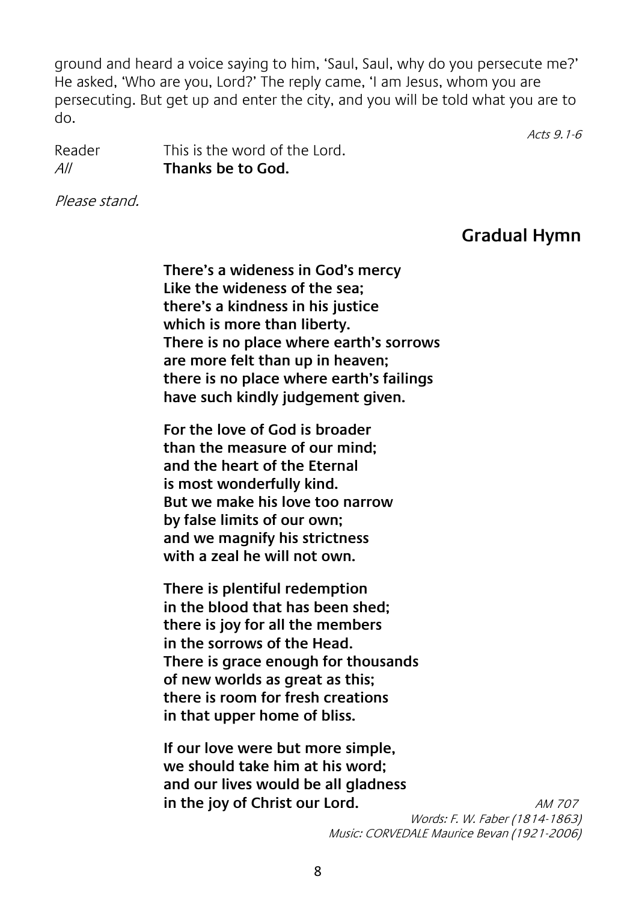ground and heard a voice saying to him, 'Saul, Saul, why do you persecute me?' He asked, 'Who are you, Lord?' The reply came, 'I am Jesus, whom you are persecuting. But get up and enter the city, and you will be told what you are to do.

*Acts 9.1-6*

Reader This is the word of the Lord.
*All* **Thanks be to God.**

*Please stand.*

## Gradual Hymn

**There's a wideness in God's mercy**
**Like the wideness of the sea;**
**there's a kindness in his justice**
**which is more than liberty.**
**There is no place where earth's sorrows**
**are more felt than up in heaven;**
**there is no place where earth's failings**
**have such kindly judgement given.**

**For the love of God is broader**
**than the measure of our mind;**
**and the heart of the Eternal**
**is most wonderfully kind.**
**But we make his love too narrow**
**by false limits of our own;**
**and we magnify his strictness**
**with a zeal he will not own.**

**There is plentiful redemption**
**in the blood that has been shed;**
**there is joy for all the members**
**in the sorrows of the Head.**
**There is grace enough for thousands**
**of new worlds as great as this;**
**there is room for fresh creations**
**in that upper home of bliss.**

**If our love were but more simple,**
**we should take him at his word;**
**and our lives would be all gladness**
**in the joy of Christ our Lord.**

*AM 707*
*Words: F. W. Faber (1814-1863)*
*Music: CORVEDALE Maurice Bevan (1921-2006)*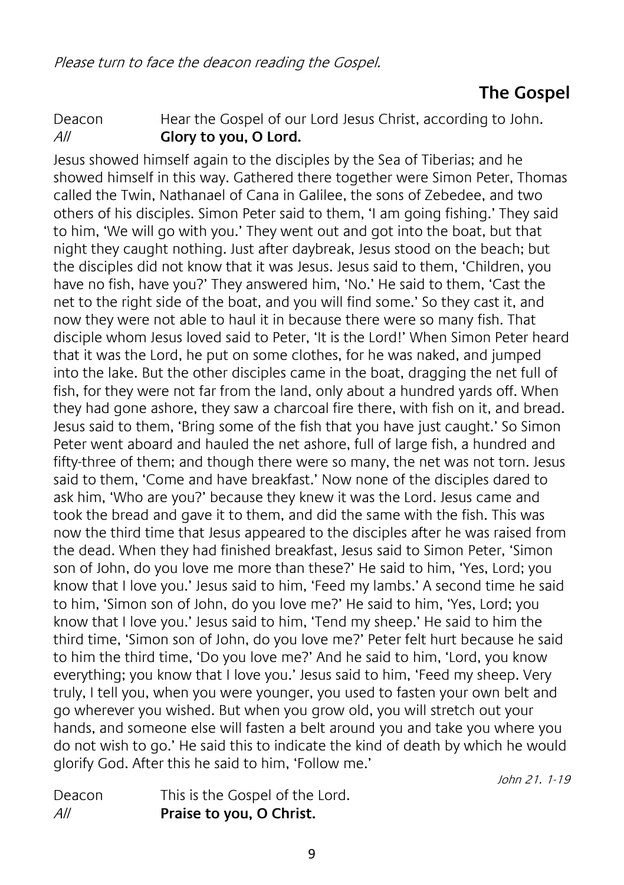*Please turn to face the deacon reading the Gospel.*

## The Gospel

Deacon Hear the Gospel of our Lord Jesus Christ, according to John.
*All* **Glory to you, O Lord.**

Jesus showed himself again to the disciples by the Sea of Tiberias; and he showed himself in this way. Gathered there together were Simon Peter, Thomas called the Twin, Nathanael of Cana in Galilee, the sons of Zebedee, and two others of his disciples. Simon Peter said to them, 'I am going fishing.' They said to him, 'We will go with you.' They went out and got into the boat, but that night they caught nothing. Just after daybreak, Jesus stood on the beach; but the disciples did not know that it was Jesus. Jesus said to them, 'Children, you have no fish, have you?' They answered him, 'No.' He said to them, 'Cast the net to the right side of the boat, and you will find some.' So they cast it, and now they were not able to haul it in because there were so many fish. That disciple whom Jesus loved said to Peter, 'It is the Lord!' When Simon Peter heard that it was the Lord, he put on some clothes, for he was naked, and jumped into the lake. But the other disciples came in the boat, dragging the net full of fish, for they were not far from the land, only about a hundred yards off. When they had gone ashore, they saw a charcoal fire there, with fish on it, and bread. Jesus said to them, 'Bring some of the fish that you have just caught.' So Simon Peter went aboard and hauled the net ashore, full of large fish, a hundred and fifty-three of them; and though there were so many, the net was not torn. Jesus said to them, 'Come and have breakfast.' Now none of the disciples dared to ask him, 'Who are you?' because they knew it was the Lord. Jesus came and took the bread and gave it to them, and did the same with the fish. This was now the third time that Jesus appeared to the disciples after he was raised from the dead. When they had finished breakfast, Jesus said to Simon Peter, 'Simon son of John, do you love me more than these?' He said to him, 'Yes, Lord; you know that I love you.' Jesus said to him, 'Feed my lambs.' A second time he said to him, 'Simon son of John, do you love me?' He said to him, 'Yes, Lord; you know that I love you.' Jesus said to him, 'Tend my sheep.' He said to him the third time, 'Simon son of John, do you love me?' Peter felt hurt because he said to him the third time, 'Do you love me?' And he said to him, 'Lord, you know everything; you know that I love you.' Jesus said to him, 'Feed my sheep. Very truly, I tell you, when you were younger, you used to fasten your own belt and go wherever you wished. But when you grow old, you will stretch out your hands, and someone else will fasten a belt around you and take you where you do not wish to go.' He said this to indicate the kind of death by which he would glorify God. After this he said to him, 'Follow me.'

*John 21. 1-19*

Deacon This is the Gospel of the Lord.
*All* **Praise to you, O Christ.**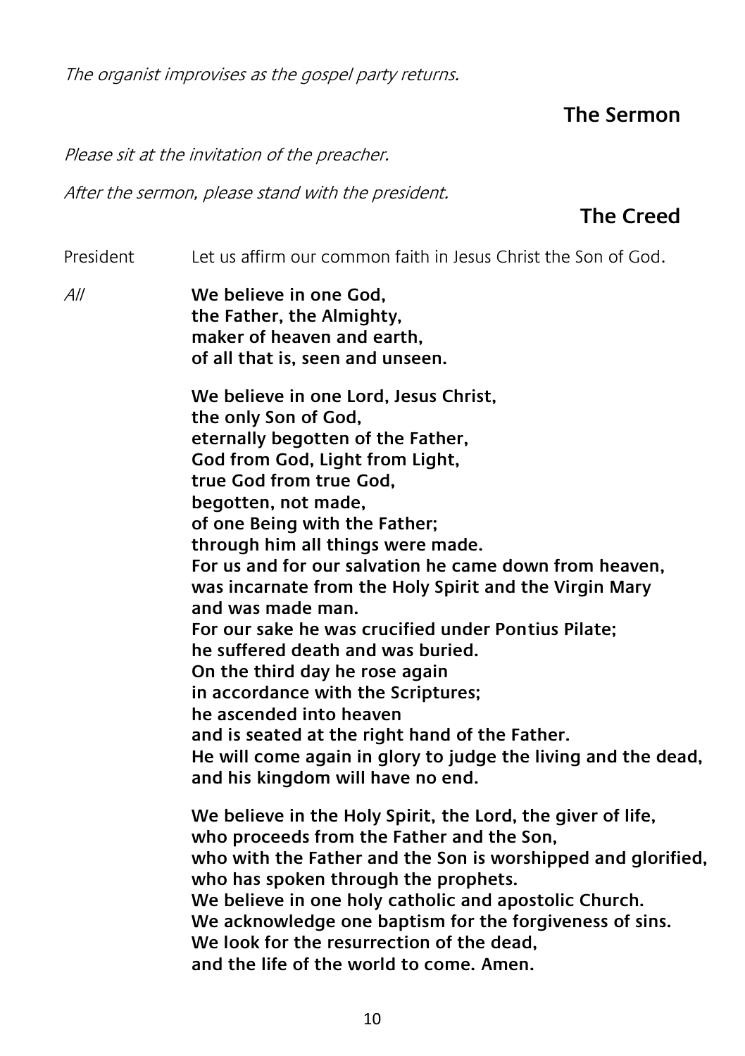*The organist improvises as the gospel party returns.*

## The Sermon

*Please sit at the invitation of the preacher.*

*After the sermon, please stand with the president.*

## The Creed

President Let us affirm our common faith in Jesus Christ the Son of God.

*All* **We believe in one God,**
**the Father, the Almighty,**
**maker of heaven and earth,**
**of all that is, seen and unseen.**

**We believe in one Lord, Jesus Christ,**
**the only Son of God,**
**eternally begotten of the Father,**
**God from God, Light from Light,**
**true God from true God,**
**begotten, not made,**
**of one Being with the Father;**
**through him all things were made.**
**For us and for our salvation he came down from heaven,**
**was incarnate from the Holy Spirit and the Virgin Mary**
**and was made man.**
**For our sake he was crucified under Pontius Pilate;**
**he suffered death and was buried.**
**On the third day he rose again**
**in accordance with the Scriptures;**
**he ascended into heaven**
**and is seated at the right hand of the Father.**
**He will come again in glory to judge the living and the dead,**
**and his kingdom will have no end.**

**We believe in the Holy Spirit, the Lord, the giver of life,**
**who proceeds from the Father and the Son,**
**who with the Father and the Son is worshipped and glorified,**
**who has spoken through the prophets.**
**We believe in one holy catholic and apostolic Church.**
**We acknowledge one baptism for the forgiveness of sins.**
**We look for the resurrection of the dead,**
**and the life of the world to come. Amen.**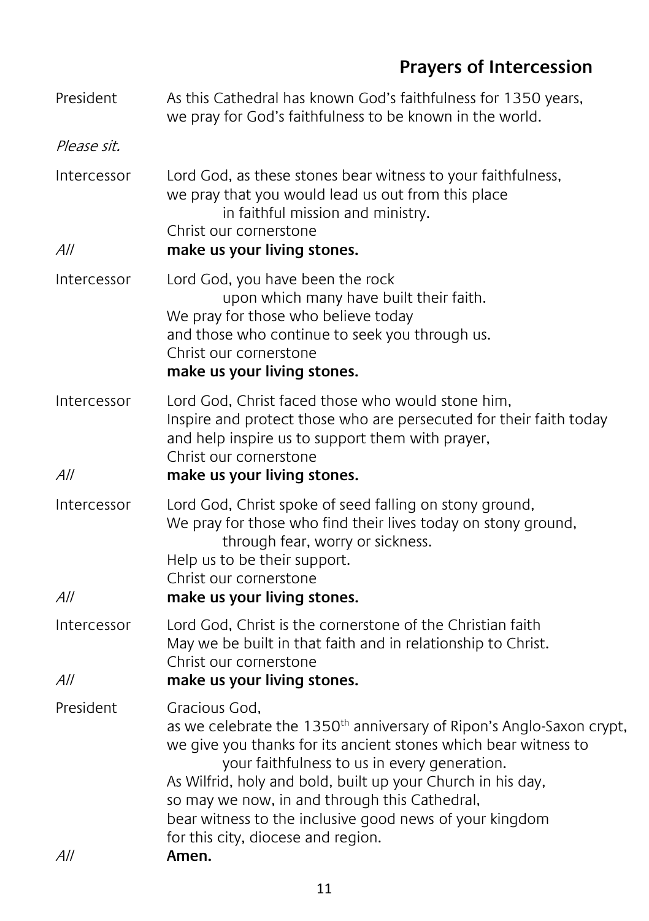## Prayers of Intercession

President As this Cathedral has known God's faithfulness for 1350 years,
we pray for God's faithfulness to be known in the world.

*Please sit.*

Intercessor Lord God, as these stones bear witness to your faithfulness,
we pray that you would lead us out from this place
in faithful mission and ministry.
Christ our cornerstone

*All* **make us your living stones.**

Intercessor Lord God, you have been the rock
upon which many have built their faith.
We pray for those who believe today
and those who continue to seek you through us.
Christ our cornerstone
**make us your living stones.**

Intercessor Lord God, Christ faced those who would stone him,
Inspire and protect those who are persecuted for their faith today
and help inspire us to support them with prayer,
Christ our cornerstone

*All* **make us your living stones.**

Intercessor Lord God, Christ spoke of seed falling on stony ground,
We pray for those who find their lives today on stony ground,
through fear, worry or sickness.
Help us to be their support.
Christ our cornerstone

*All* **make us your living stones.**

Intercessor Lord God, Christ is the cornerstone of the Christian faith
May we be built in that faith and in relationship to Christ.
Christ our cornerstone

*All* **make us your living stones.**

President Gracious God,
as we celebrate the 1350th anniversary of Ripon's Anglo-Saxon crypt,
we give you thanks for its ancient stones which bear witness to
your faithfulness to us in every generation.
As Wilfrid, holy and bold, built up your Church in his day,
so may we now, in and through this Cathedral,
bear witness to the inclusive good news of your kingdom
for this city, diocese and region.

*All* **Amen.**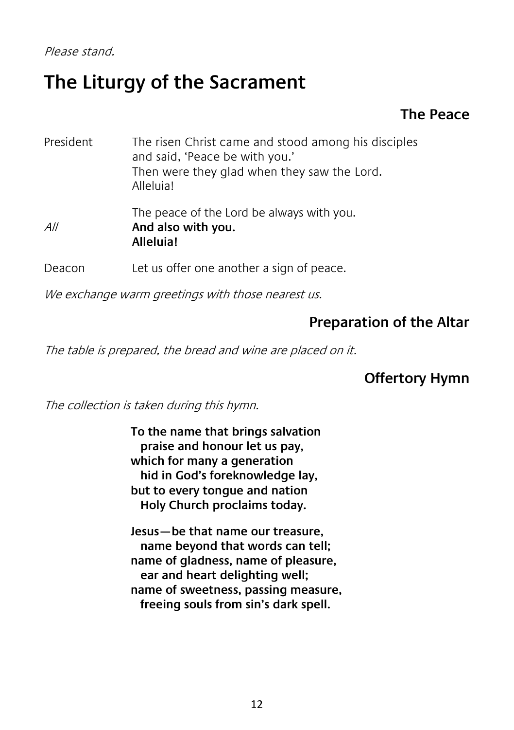*Please stand.*

# The Liturgy of the Sacrament

### The Peace

President The risen Christ came and stood among his disciples
and said, 'Peace be with you.'
Then were they glad when they saw the Lord.
Alleluia!

The peace of the Lord be always with you.

*All* **And also with you.**
**Alleluia!**

Deacon Let us offer one another a sign of peace.

*We exchange warm greetings with those nearest us.*

### Preparation of the Altar

*The table is prepared, the bread and wine are placed on it.*

### Offertory Hymn

*The collection is taken during this hymn.*

**To the name that brings salvation**
**praise and honour let us pay,**
**which for many a generation**
**hid in God's foreknowledge lay,**
**but to every tongue and nation**
**Holy Church proclaims today.**

**Jesus—be that name our treasure,**
**name beyond that words can tell;**
**name of gladness, name of pleasure,**
**ear and heart delighting well;**
**name of sweetness, passing measure,**
**freeing souls from sin's dark spell.**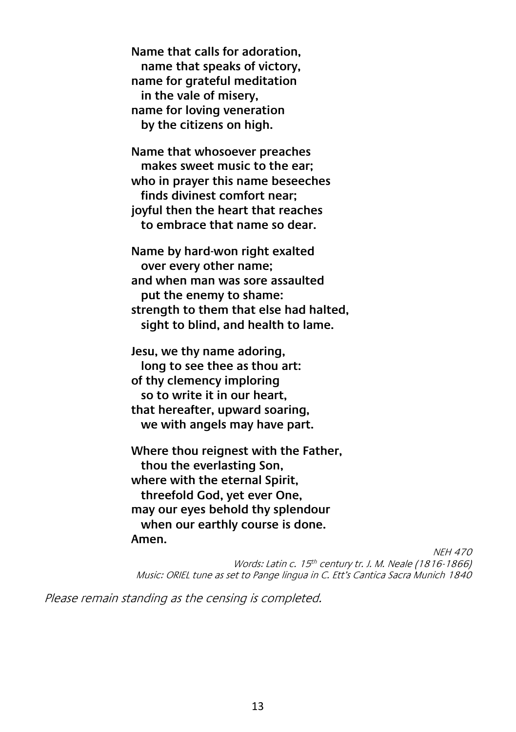**Name that calls for adoration,**
**name that speaks of victory,**
**name for grateful meditation**
**in the vale of misery,**
**name for loving veneration**
**by the citizens on high.**

**Name that whosoever preaches**
**makes sweet music to the ear;**
**who in prayer this name beseeches**
**finds divinest comfort near;**
**joyful then the heart that reaches**
**to embrace that name so dear.**

**Name by hard-won right exalted**
**over every other name;**
**and when man was sore assaulted**
**put the enemy to shame:**
**strength to them that else had halted,**
**sight to blind, and health to lame.**

**Jesu, we thy name adoring,**
**long to see thee as thou art:**
**of thy clemency imploring**
**so to write it in our heart,**
**that hereafter, upward soaring,**
**we with angels may have part.**

**Where thou reignest with the Father,**
**thou the everlasting Son,**
**where with the eternal Spirit,**
**threefold God, yet ever One,**
**may our eyes behold thy splendour**
**when our earthly course is done.**
**Amen.**

*NEH 470*
*Words: Latin c. 15th century tr. J. M. Neale (1816-1866)*
*Music: ORIEL tune as set to Pange lingua in C. Ett's Cantica Sacra Munich 1840*

*Please remain standing as the censing is completed.*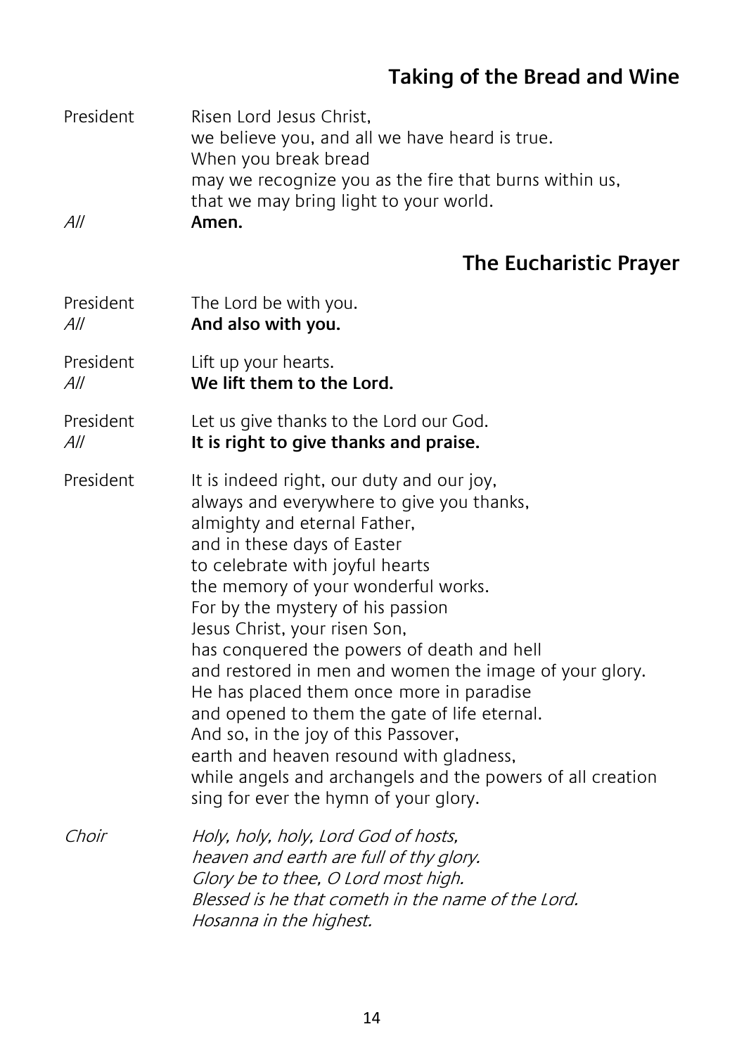## Taking of the Bread and Wine

President Risen Lord Jesus Christ,
we believe you, and all we have heard is true.
When you break bread
may we recognize you as the fire that burns within us,
that we may bring light to your world.

*All* **Amen.**

## The Eucharistic Prayer

President The Lord be with you.
*All* **And also with you.**

President Lift up your hearts.
*All* **We lift them to the Lord.**

President Let us give thanks to the Lord our God.
*All* **It is right to give thanks and praise.**

President It is indeed right, our duty and our joy,
always and everywhere to give you thanks,
almighty and eternal Father,
and in these days of Easter
to celebrate with joyful hearts
the memory of your wonderful works.
For by the mystery of his passion
Jesus Christ, your risen Son,
has conquered the powers of death and hell
and restored in men and women the image of your glory.
He has placed them once more in paradise
and opened to them the gate of life eternal.
And so, in the joy of this Passover,
earth and heaven resound with gladness,
while angels and archangels and the powers of all creation
sing for ever the hymn of your glory.

*Choir* *Holy, holy, holy, Lord God of hosts,*
*heaven and earth are full of thy glory.*
*Glory be to thee, O Lord most high.*
*Blessed is he that cometh in the name of the Lord.*
*Hosanna in the highest.*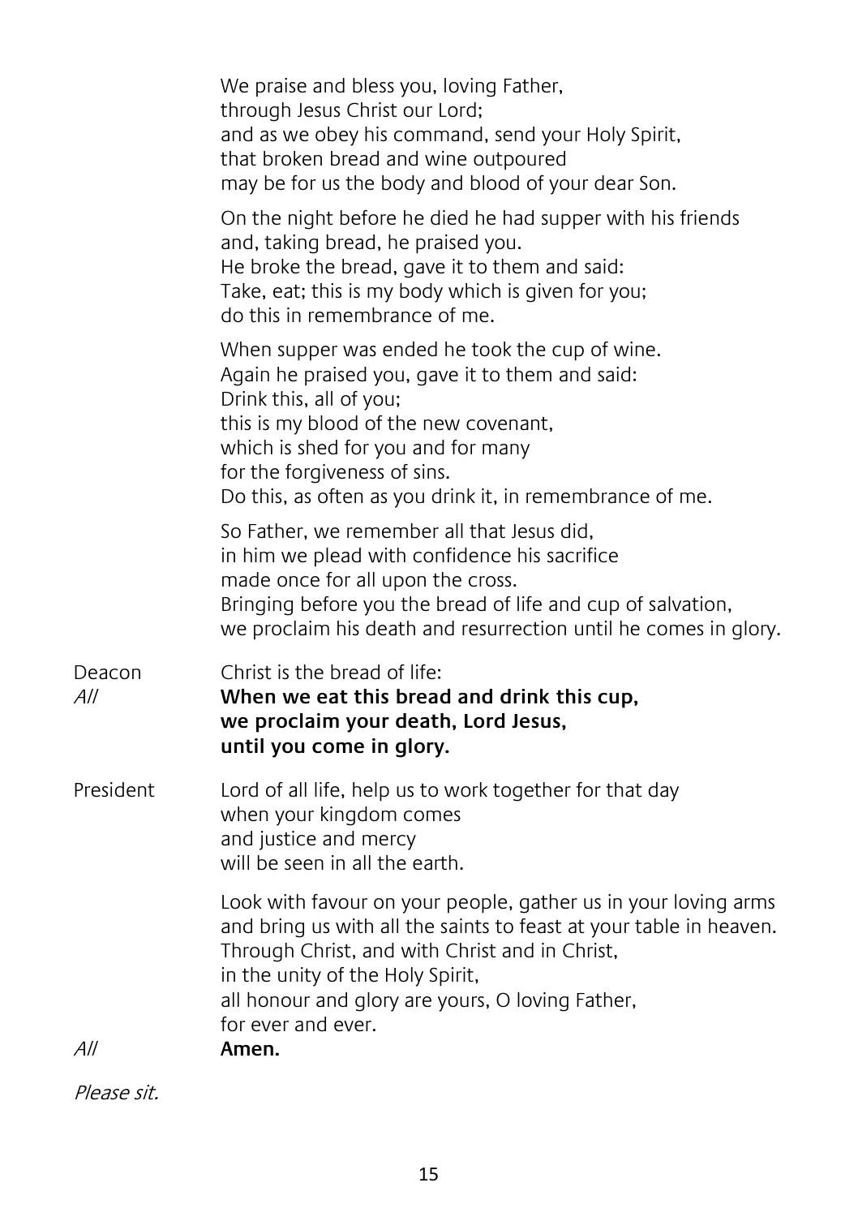We praise and bless you, loving Father,
through Jesus Christ our Lord;
and as we obey his command, send your Holy Spirit,
that broken bread and wine outpoured
may be for us the body and blood of your dear Son.

On the night before he died he had supper with his friends
and, taking bread, he praised you.
He broke the bread, gave it to them and said:
Take, eat; this is my body which is given for you;
do this in remembrance of me.

When supper was ended he took the cup of wine.
Again he praised you, gave it to them and said:
Drink this, all of you;
this is my blood of the new covenant,
which is shed for you and for many
for the forgiveness of sins.
Do this, as often as you drink it, in remembrance of me.

So Father, we remember all that Jesus did,
in him we plead with confidence his sacrifice
made once for all upon the cross.
Bringing before you the bread of life and cup of salvation,
we proclaim his death and resurrection until he comes in glory.

Deacon — Christ is the bread of life:

*All* — **When we eat this bread and drink this cup,
we proclaim your death, Lord Jesus,
until you come in glory.**

President — Lord of all life, help us to work together for that day
when your kingdom comes
and justice and mercy
will be seen in all the earth.

Look with favour on your people, gather us in your loving arms
and bring us with all the saints to feast at your table in heaven.
Through Christ, and with Christ and in Christ,
in the unity of the Holy Spirit,
all honour and glory are yours, O loving Father,
for ever and ever.

*All* — **Amen.**

*Please sit.*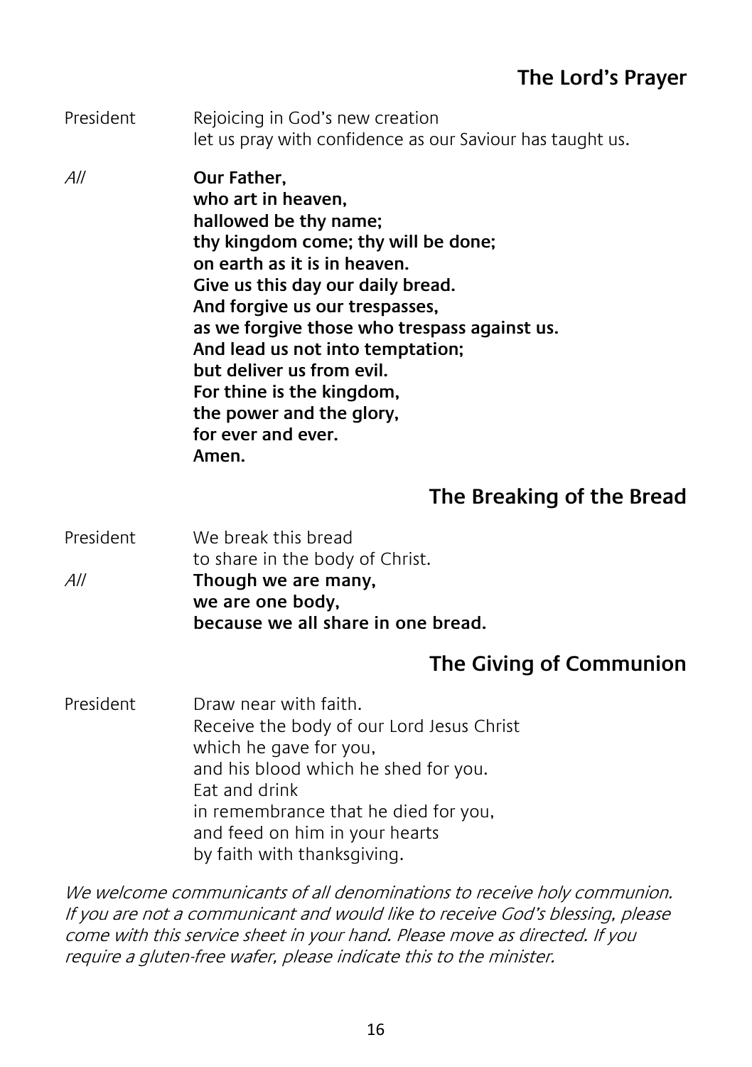## The Lord's Prayer

President Rejoicing in God's new creation
let us pray with confidence as our Saviour has taught us.

*All* **Our Father,**
**who art in heaven,**
**hallowed be thy name;**
**thy kingdom come; thy will be done;**
**on earth as it is in heaven.**
**Give us this day our daily bread.**
**And forgive us our trespasses,**
**as we forgive those who trespass against us.**
**And lead us not into temptation;**
**but deliver us from evil.**
**For thine is the kingdom,**
**the power and the glory,**
**for ever and ever.**
**Amen.**

## The Breaking of the Bread

President We break this bread
to share in the body of Christ.

*All* **Though we are many,**
**we are one body,**
**because we all share in one bread.**

## The Giving of Communion

President Draw near with faith.
Receive the body of our Lord Jesus Christ
which he gave for you,
and his blood which he shed for you.
Eat and drink
in remembrance that he died for you,
and feed on him in your hearts
by faith with thanksgiving.

*We welcome communicants of all denominations to receive holy communion. If you are not a communicant and would like to receive God's blessing, please come with this service sheet in your hand. Please move as directed. If you require a gluten-free wafer, please indicate this to the minister.*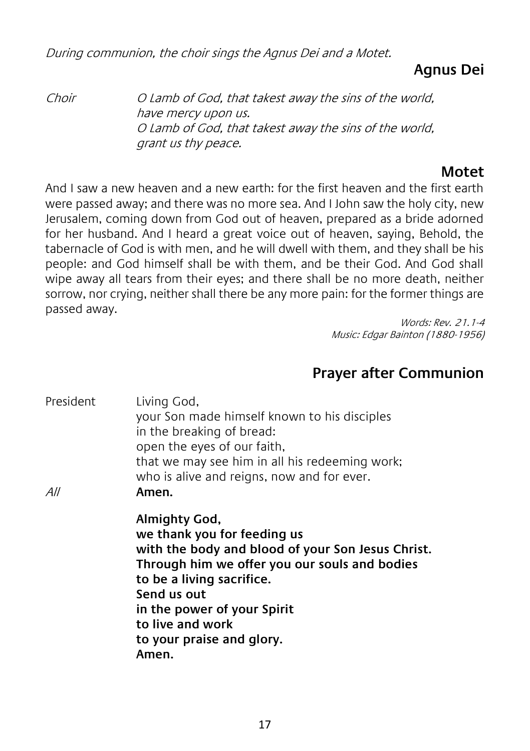*During communion, the choir sings the Agnus Dei and a Motet.*

## Agnus Dei

*Choir* *O Lamb of God, that takest away the sins of the world,*
*have mercy upon us.*
*O Lamb of God, that takest away the sins of the world,*
*grant us thy peace.*

## Motet

And I saw a new heaven and a new earth: for the first heaven and the first earth were passed away; and there was no more sea. And I John saw the holy city, new Jerusalem, coming down from God out of heaven, prepared as a bride adorned for her husband. And I heard a great voice out of heaven, saying, Behold, the tabernacle of God is with men, and he will dwell with them, and they shall be his people: and God himself shall be with them, and be their God. And God shall wipe away all tears from their eyes; and there shall be no more death, neither sorrow, nor crying, neither shall there be any more pain: for the former things are passed away.

*Words: Rev. 21.1-4*
*Music: Edgar Bainton (1880-1956)*

## Prayer after Communion

President Living God,
your Son made himself known to his disciples
in the breaking of bread:
open the eyes of our faith,
that we may see him in all his redeeming work;
who is alive and reigns, now and for ever.

*All* **Amen.**

**Almighty God,**
**we thank you for feeding us**
**with the body and blood of your Son Jesus Christ.**
**Through him we offer you our souls and bodies**
**to be a living sacrifice.**
**Send us out**
**in the power of your Spirit**
**to live and work**
**to your praise and glory.**
**Amen.**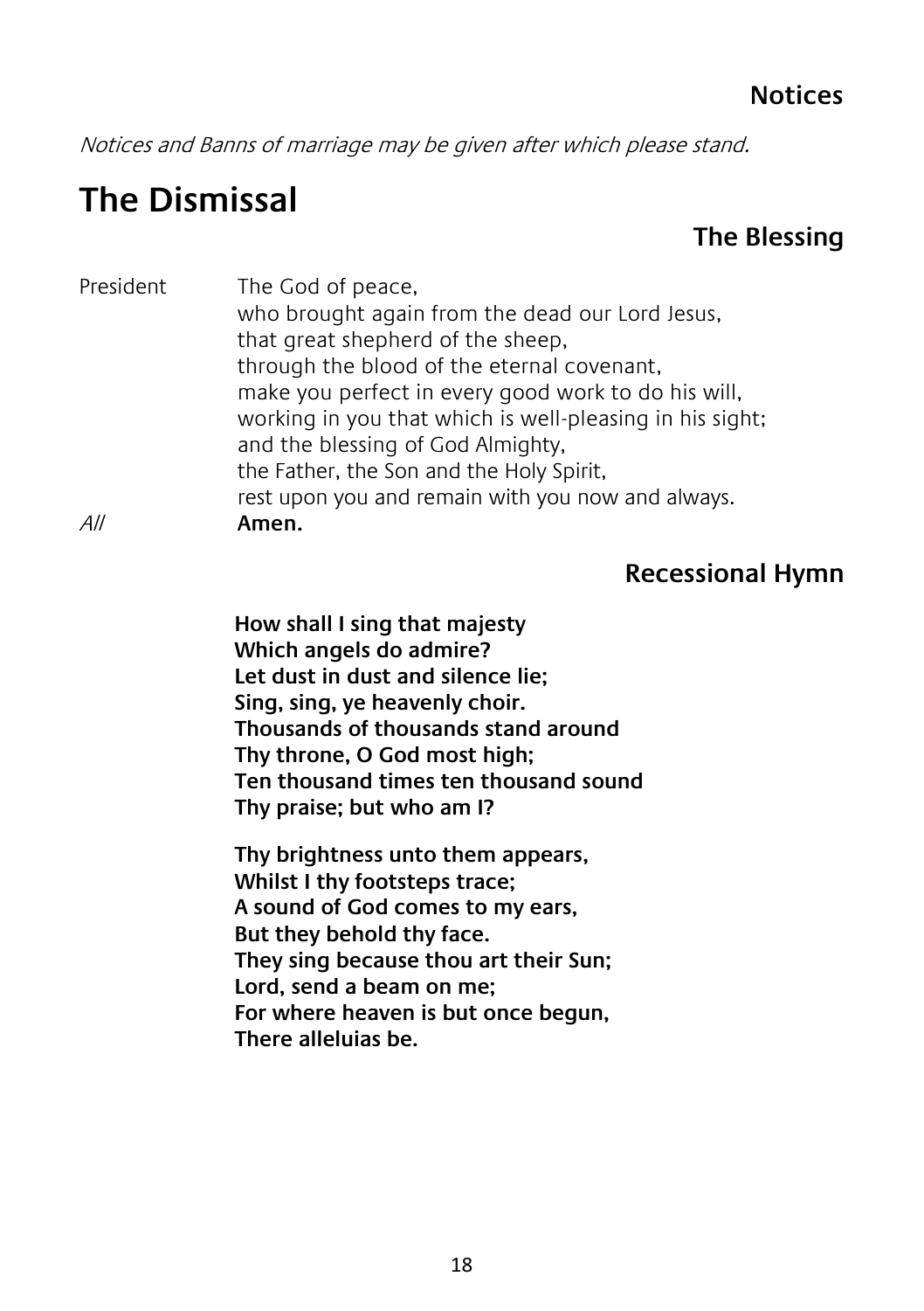### Notices

*Notices and Banns of marriage may be given after which please stand.*

## The Dismissal

### The Blessing

President The God of peace,
who brought again from the dead our Lord Jesus,
that great shepherd of the sheep,
through the blood of the eternal covenant,
make you perfect in every good work to do his will,
working in you that which is well-pleasing in his sight;
and the blessing of God Almighty,
the Father, the Son and the Holy Spirit,
rest upon you and remain with you now and always.

*All* **Amen.**

### Recessional Hymn

**How shall I sing that majesty**
**Which angels do admire?**
**Let dust in dust and silence lie;**
**Sing, sing, ye heavenly choir.**
**Thousands of thousands stand around**
**Thy throne, O God most high;**
**Ten thousand times ten thousand sound**
**Thy praise; but who am I?**

**Thy brightness unto them appears,**
**Whilst I thy footsteps trace;**
**A sound of God comes to my ears,**
**But they behold thy face.**
**They sing because thou art their Sun;**
**Lord, send a beam on me;**
**For where heaven is but once begun,**
**There alleluias be.**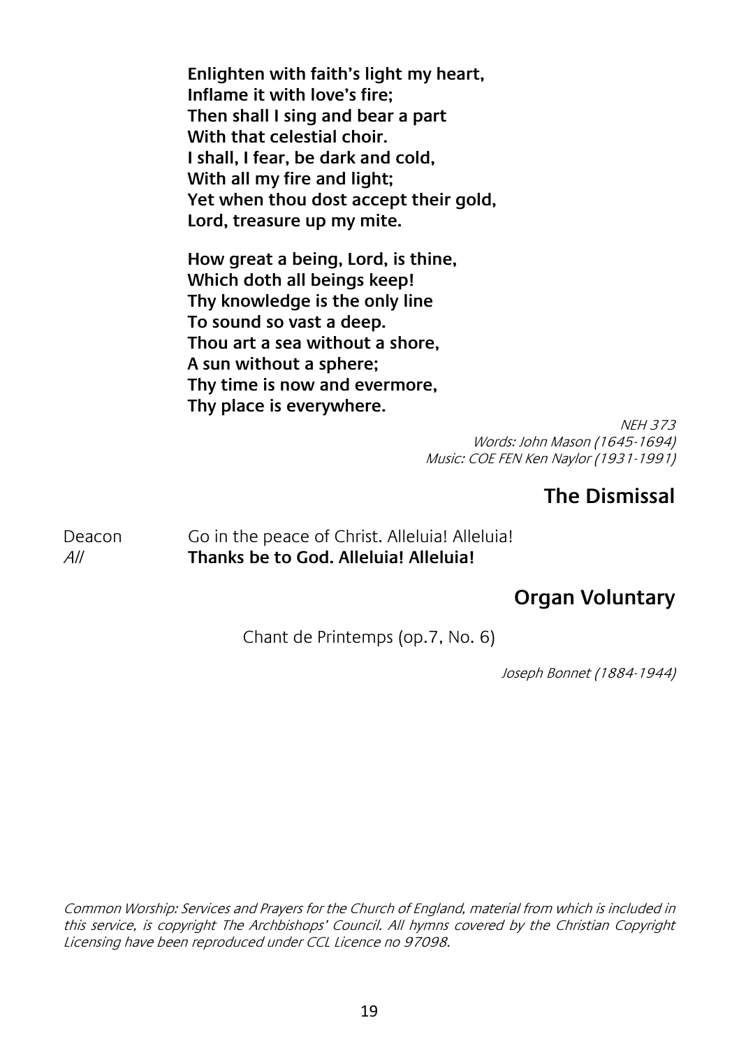**Enlighten with faith's light my heart,**
**Inflame it with love's fire;**
**Then shall I sing and bear a part**
**With that celestial choir.**
**I shall, I fear, be dark and cold,**
**With all my fire and light;**
**Yet when thou dost accept their gold,**
**Lord, treasure up my mite.**

**How great a being, Lord, is thine,**
**Which doth all beings keep!**
**Thy knowledge is the only line**
**To sound so vast a deep.**
**Thou art a sea without a shore,**
**A sun without a sphere;**
**Thy time is now and evermore,**
**Thy place is everywhere.**

*NEH 373*
*Words: John Mason (1645-1694)*
*Music: COE FEN Ken Naylor (1931-1991)*

## The Dismissal

Deacon Go in the peace of Christ. Alleluia! Alleluia!
*All* **Thanks be to God. Alleluia! Alleluia!**

## Organ Voluntary

Chant de Printemps (op.7, No. 6)

*Joseph Bonnet (1884-1944)*

*Common Worship: Services and Prayers for the Church of England, material from which is included in this service, is copyright The Archbishops' Council. All hymns covered by the Christian Copyright Licensing have been reproduced under CCL Licence no 97098.*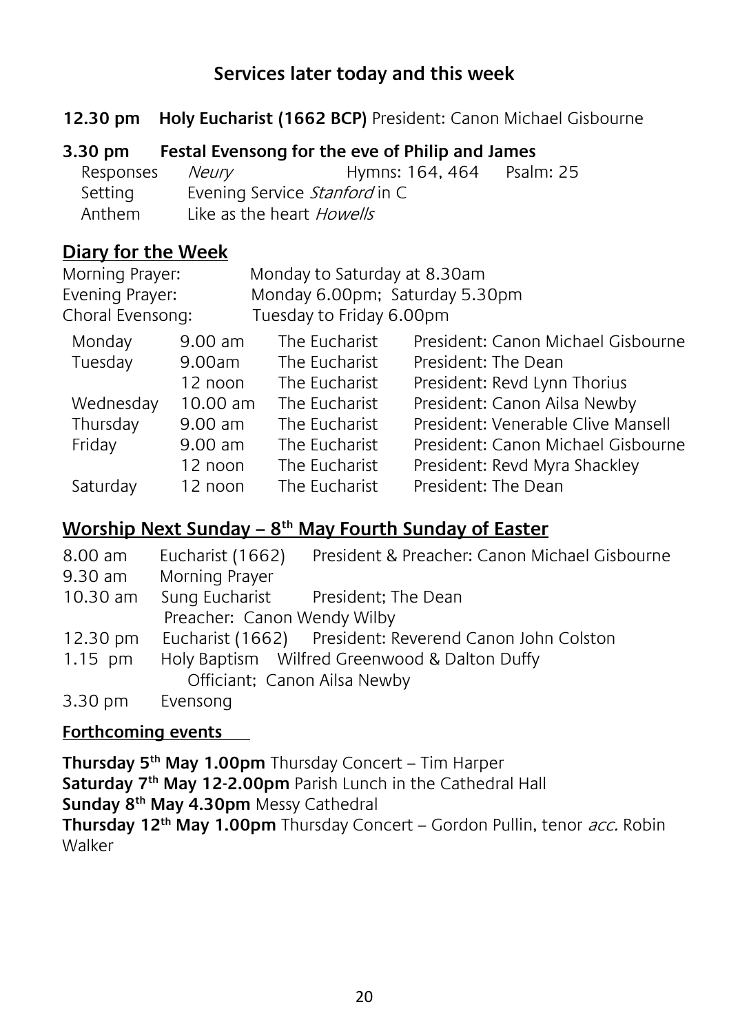## Services later today and this week

**12.30 pm Holy Eucharist (1662 BCP)** President: Canon Michael Gisbourne

**3.30 pm Festal Evensong for the eve of Philip and James**

| | | | |
|---|---|---|---|
| Responses | *Neury* | Hymns: 164, 464 | Psalm: 25 |
| Setting | Evening Service *Stanford* in C | | |
| Anthem | Like as the heart *Howells* | | |

## Diary for the Week

Morning Prayer: Monday to Saturday at 8.30am
Evening Prayer: Monday 6.00pm; Saturday 5.30pm
Choral Evensong: Tuesday to Friday 6.00pm

| | | | |
|---|---|---|---|
| Monday | 9.00 am | The Eucharist | President: Canon Michael Gisbourne |
| Tuesday | 9.00am | The Eucharist | President: The Dean |
| | 12 noon | The Eucharist | President: Revd Lynn Thorius |
| Wednesday | 10.00 am | The Eucharist | President: Canon Ailsa Newby |
| Thursday | 9.00 am | The Eucharist | President: Venerable Clive Mansell |
| Friday | 9.00 am | The Eucharist | President: Canon Michael Gisbourne |
| | 12 noon | The Eucharist | President: Revd Myra Shackley |
| Saturday | 12 noon | The Eucharist | President: The Dean |

## Worship Next Sunday – 8th May Fourth Sunday of Easter

8.00 am Eucharist (1662) President & Preacher: Canon Michael Gisbourne
9.30 am Morning Prayer
10.30 am Sung Eucharist President; The Dean
Preacher: Canon Wendy Wilby
12.30 pm Eucharist (1662) President: Reverend Canon John Colston
1.15 pm Holy Baptism Wilfred Greenwood & Dalton Duffy
Officiant; Canon Ailsa Newby
3.30 pm Evensong

### Forthcoming events

**Thursday 5th May 1.00pm** Thursday Concert – Tim Harper
**Saturday 7th May 12-2.00pm** Parish Lunch in the Cathedral Hall
**Sunday 8th May 4.30pm** Messy Cathedral
**Thursday 12th May 1.00pm** Thursday Concert – Gordon Pullin, tenor *acc.* Robin Walker